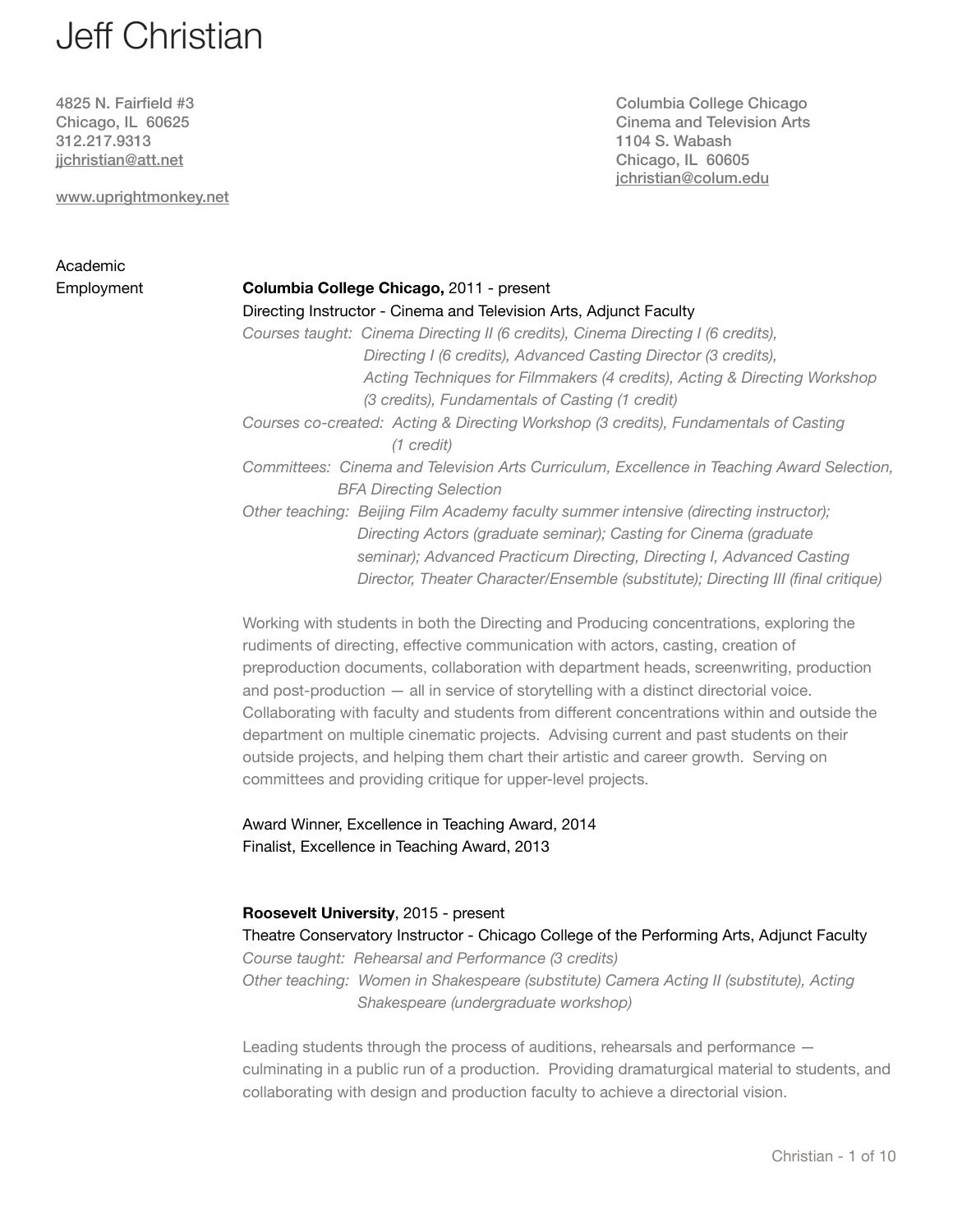# Jeff Christian

4825 N. Fairfield #3
Chicago, IL 60625
312.217.9313
jjchristian@att.net

www.uprightmonkey.net

Columbia College Chicago
Cinema and Television Arts
1104 S. Wabash
Chicago, IL 60605
jchristian@colum.edu

## Academic Employment

**Columbia College Chicago,** 2011 - present
Directing Instructor - Cinema and Television Arts, Adjunct Faculty

*Courses taught: Cinema Directing II (6 credits), Cinema Directing I (6 credits), Directing I (6 credits), Advanced Casting Director (3 credits), Acting Techniques for Filmmakers (4 credits), Acting & Directing Workshop (3 credits), Fundamentals of Casting (1 credit)*

*Courses co-created: Acting & Directing Workshop (3 credits), Fundamentals of Casting (1 credit)*

*Committees: Cinema and Television Arts Curriculum, Excellence in Teaching Award Selection, BFA Directing Selection*

*Other teaching: Beijing Film Academy faculty summer intensive (directing instructor); Directing Actors (graduate seminar); Casting for Cinema (graduate seminar); Advanced Practicum Directing, Directing I, Advanced Casting Director, Theater Character/Ensemble (substitute); Directing III (final critique)*

Working with students in both the Directing and Producing concentrations, exploring the rudiments of directing, effective communication with actors, casting, creation of preproduction documents, collaboration with department heads, screenwriting, production and post-production — all in service of storytelling with a distinct directorial voice. Collaborating with faculty and students from different concentrations within and outside the department on multiple cinematic projects. Advising current and past students on their outside projects, and helping them chart their artistic and career growth. Serving on committees and providing critique for upper-level projects.

Award Winner, Excellence in Teaching Award, 2014
Finalist, Excellence in Teaching Award, 2013

**Roosevelt University**, 2015 - present
Theatre Conservatory Instructor - Chicago College of the Performing Arts, Adjunct Faculty

*Course taught: Rehearsal and Performance (3 credits)*

*Other teaching: Women in Shakespeare (substitute) Camera Acting II (substitute), Acting Shakespeare (undergraduate workshop)*

Leading students through the process of auditions, rehearsals and performance — culminating in a public run of a production. Providing dramaturgical material to students, and collaborating with design and production faculty to achieve a directorial vision.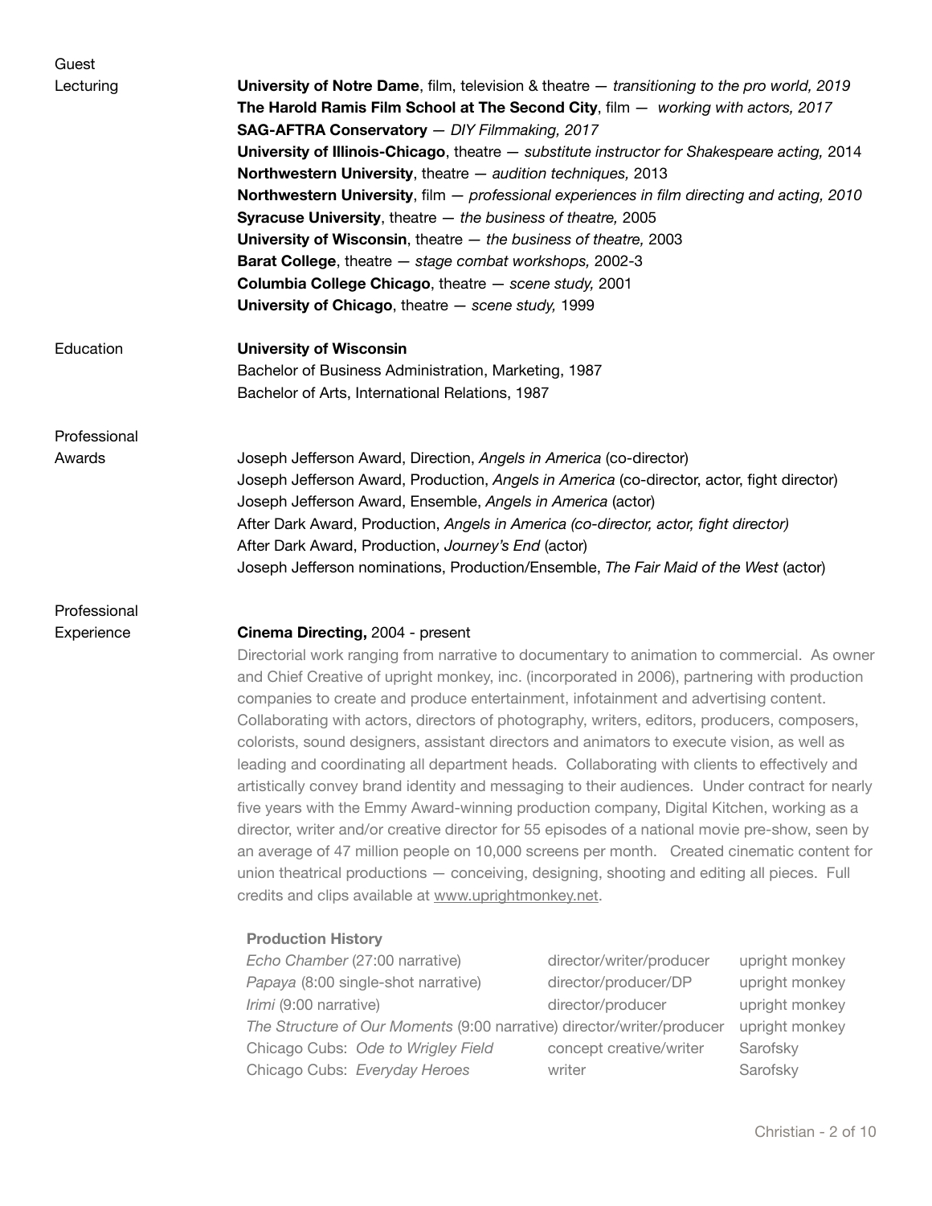## Guest Lecturing

**University of Notre Dame**, film, television & theatre — *transitioning to the pro world, 2019*
**The Harold Ramis Film School at The Second City**, film — *working with actors, 2017*
**SAG-AFTRA Conservatory** — *DIY Filmmaking, 2017*
**University of Illinois-Chicago**, theatre — *substitute instructor for Shakespeare acting,* 2014
**Northwestern University**, theatre — *audition techniques,* 2013
**Northwestern University**, film — *professional experiences in film directing and acting, 2010*
**Syracuse University**, theatre — *the business of theatre,* 2005
**University of Wisconsin**, theatre — *the business of theatre,* 2003
**Barat College**, theatre — *stage combat workshops,* 2002-3
**Columbia College Chicago**, theatre — *scene study,* 2001
**University of Chicago**, theatre — *scene study,* 1999

## Education

**University of Wisconsin**
Bachelor of Business Administration, Marketing, 1987
Bachelor of Arts, International Relations, 1987

## Professional Awards

Joseph Jefferson Award, Direction, *Angels in America* (co-director)
Joseph Jefferson Award, Production, *Angels in America* (co-director, actor, fight director)
Joseph Jefferson Award, Ensemble, *Angels in America* (actor)
After Dark Award, Production, *Angels in America (co-director, actor, fight director)*
After Dark Award, Production, *Journey's End* (actor)
Joseph Jefferson nominations, Production/Ensemble, *The Fair Maid of the West* (actor)

## Professional Experience

**Cinema Directing,** 2004 - present

Directorial work ranging from narrative to documentary to animation to commercial. As owner and Chief Creative of upright monkey, inc. (incorporated in 2006), partnering with production companies to create and produce entertainment, infotainment and advertising content. Collaborating with actors, directors of photography, writers, editors, producers, composers, colorists, sound designers, assistant directors and animators to execute vision, as well as leading and coordinating all department heads. Collaborating with clients to effectively and artistically convey brand identity and messaging to their audiences. Under contract for nearly five years with the Emmy Award-winning production company, Digital Kitchen, working as a director, writer and/or creative director for 55 episodes of a national movie pre-show, seen by an average of 47 million people on 10,000 screens per month. Created cinematic content for union theatrical productions — conceiving, designing, shooting and editing all pieces. Full credits and clips available at www.uprightmonkey.net.

**Production History**

| | | |
|---|---|---|
| *Echo Chamber* (27:00 narrative) | director/writer/producer | upright monkey |
| *Papaya* (8:00 single-shot narrative) | director/producer/DP | upright monkey |
| *Irimi* (9:00 narrative) | director/producer | upright monkey |
| *The Structure of Our Moments* (9:00 narrative) | director/writer/producer | upright monkey |
| Chicago Cubs: *Ode to Wrigley Field* | concept creative/writer | Sarofsky |
| Chicago Cubs: *Everyday Heroes* | writer | Sarofsky |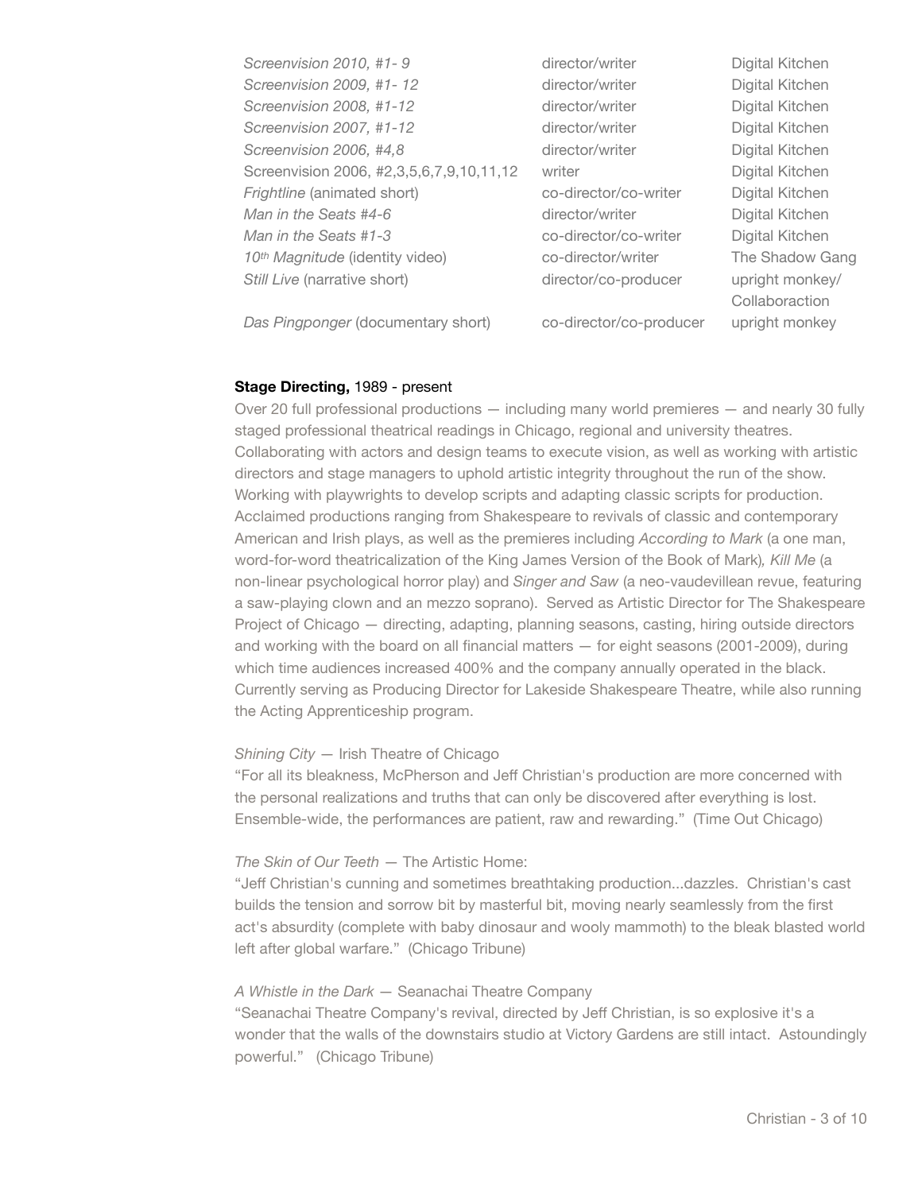| | | |
|---|---|---|
| *Screenvision 2010, #1- 9* | director/writer | Digital Kitchen |
| *Screenvision 2009, #1- 12* | director/writer | Digital Kitchen |
| *Screenvision 2008, #1-12* | director/writer | Digital Kitchen |
| *Screenvision 2007, #1-12* | director/writer | Digital Kitchen |
| *Screenvision 2006, #4,8* | director/writer | Digital Kitchen |
| Screenvision 2006, #2,3,5,6,7,9,10,11,12 | writer | Digital Kitchen |
| *Frightline* (animated short) | co-director/co-writer | Digital Kitchen |
| *Man in the Seats #4-6* | director/writer | Digital Kitchen |
| *Man in the Seats #1-3* | co-director/co-writer | Digital Kitchen |
| *10th Magnitude* (identity video) | co-director/writer | The Shadow Gang |
| *Still Live* (narrative short) | director/co-producer | upright monkey/ Collaboraction |
| *Das Pingponger* (documentary short) | co-director/co-producer | upright monkey |

**Stage Directing,** 1989 - present

Over 20 full professional productions — including many world premieres — and nearly 30 fully staged professional theatrical readings in Chicago, regional and university theatres. Collaborating with actors and design teams to execute vision, as well as working with artistic directors and stage managers to uphold artistic integrity throughout the run of the show. Working with playwrights to develop scripts and adapting classic scripts for production. Acclaimed productions ranging from Shakespeare to revivals of classic and contemporary American and Irish plays, as well as the premieres including *According to Mark* (a one man, word-for-word theatricalization of the King James Version of the Book of Mark), *Kill Me* (a non-linear psychological horror play) and *Singer and Saw* (a neo-vaudevillean revue, featuring a saw-playing clown and an mezzo soprano). Served as Artistic Director for The Shakespeare Project of Chicago — directing, adapting, planning seasons, casting, hiring outside directors and working with the board on all financial matters — for eight seasons (2001-2009), during which time audiences increased 400% and the company annually operated in the black. Currently serving as Producing Director for Lakeside Shakespeare Theatre, while also running the Acting Apprenticeship program.

*Shining City* — Irish Theatre of Chicago
"For all its bleakness, McPherson and Jeff Christian's production are more concerned with the personal realizations and truths that can only be discovered after everything is lost. Ensemble-wide, the performances are patient, raw and rewarding." (Time Out Chicago)

*The Skin of Our Teeth* — The Artistic Home:
"Jeff Christian's cunning and sometimes breathtaking production...dazzles. Christian's cast builds the tension and sorrow bit by masterful bit, moving nearly seamlessly from the first act's absurdity (complete with baby dinosaur and wooly mammoth) to the bleak blasted world left after global warfare." (Chicago Tribune)

*A Whistle in the Dark* — Seanachai Theatre Company
"Seanachai Theatre Company's revival, directed by Jeff Christian, is so explosive it's a wonder that the walls of the downstairs studio at Victory Gardens are still intact. Astoundingly powerful." (Chicago Tribune)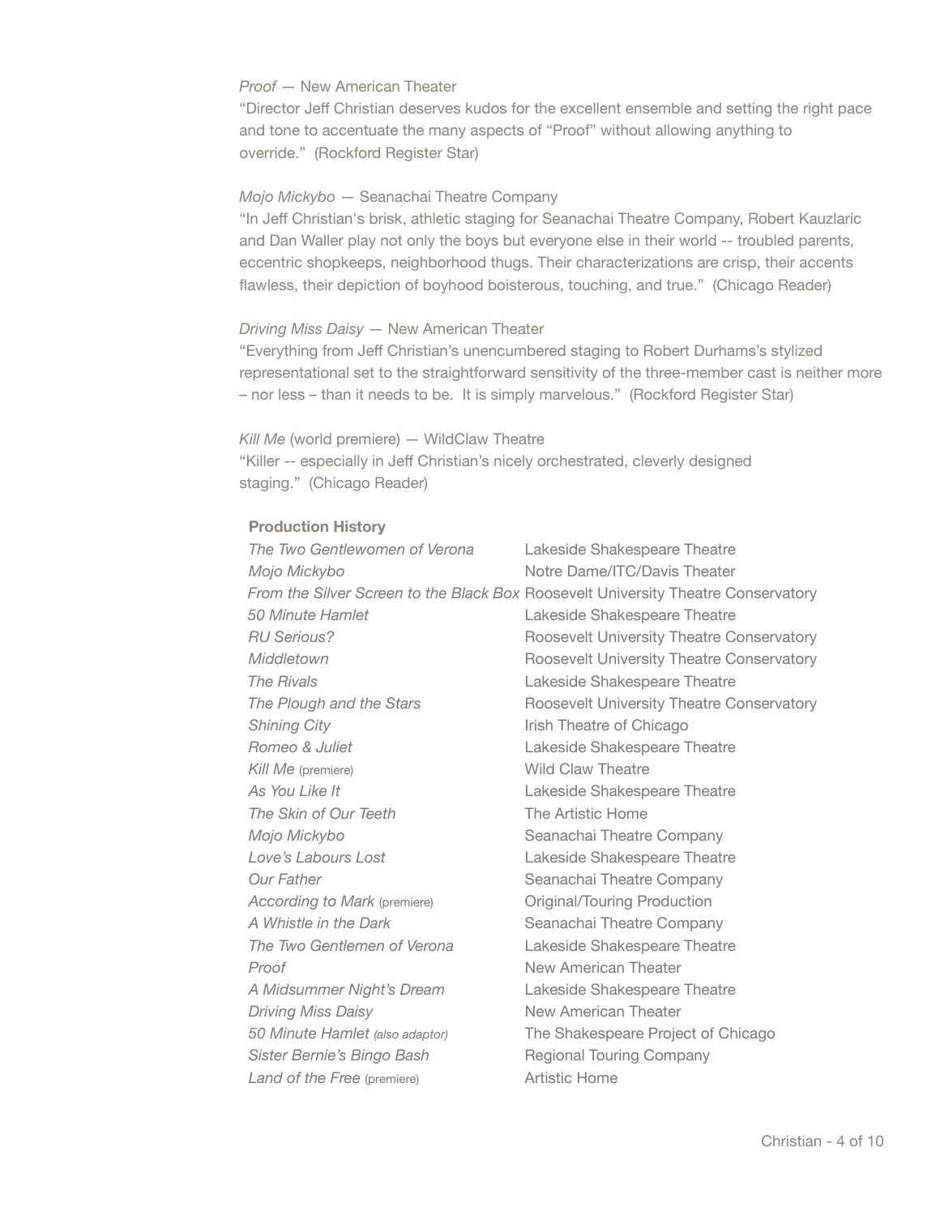*Proof* — New American Theater

"Director Jeff Christian deserves kudos for the excellent ensemble and setting the right pace and tone to accentuate the many aspects of "Proof" without allowing anything to override." (Rockford Register Star)

*Mojo Mickybo* — Seanachai Theatre Company

"In Jeff Christian's brisk, athletic staging for Seanachai Theatre Company, Robert Kauzlaric and Dan Waller play not only the boys but everyone else in their world -- troubled parents, eccentric shopkeeps, neighborhood thugs. Their characterizations are crisp, their accents flawless, their depiction of boyhood boisterous, touching, and true." (Chicago Reader)

*Driving Miss Daisy* — New American Theater

"Everything from Jeff Christian's unencumbered staging to Robert Durhams's stylized representational set to the straightforward sensitivity of the three-member cast is neither more – nor less – than it needs to be. It is simply marvelous." (Rockford Register Star)

*Kill Me* (world premiere) — WildClaw Theatre

"Killer -- especially in Jeff Christian's nicely orchestrated, cleverly designed staging." (Chicago Reader)

**Production History**

| | |
|---|---|
| *The Two Gentlewomen of Verona* | Lakeside Shakespeare Theatre |
| *Mojo Mickybo* | Notre Dame/ITC/Davis Theater |
| *From the Silver Screen to the Black Box* | Roosevelt University Theatre Conservatory |
| *50 Minute Hamlet* | Lakeside Shakespeare Theatre |
| *RU Serious?* | Roosevelt University Theatre Conservatory |
| *Middletown* | Roosevelt University Theatre Conservatory |
| *The Rivals* | Lakeside Shakespeare Theatre |
| *The Plough and the Stars* | Roosevelt University Theatre Conservatory |
| *Shining City* | Irish Theatre of Chicago |
| *Romeo & Juliet* | Lakeside Shakespeare Theatre |
| *Kill Me* (premiere) | Wild Claw Theatre |
| *As You Like It* | Lakeside Shakespeare Theatre |
| *The Skin of Our Teeth* | The Artistic Home |
| *Mojo Mickybo* | Seanachai Theatre Company |
| *Love's Labours Lost* | Lakeside Shakespeare Theatre |
| *Our Father* | Seanachai Theatre Company |
| *According to Mark* (premiere) | Original/Touring Production |
| *A Whistle in the Dark* | Seanachai Theatre Company |
| *The Two Gentlemen of Verona* | Lakeside Shakespeare Theatre |
| *Proof* | New American Theater |
| *A Midsummer Night's Dream* | Lakeside Shakespeare Theatre |
| *Driving Miss Daisy* | New American Theater |
| *50 Minute Hamlet* *(also adaptor)* | The Shakespeare Project of Chicago |
| *Sister Bernie's Bingo Bash* | Regional Touring Company |
| *Land of the Free* (premiere) | Artistic Home |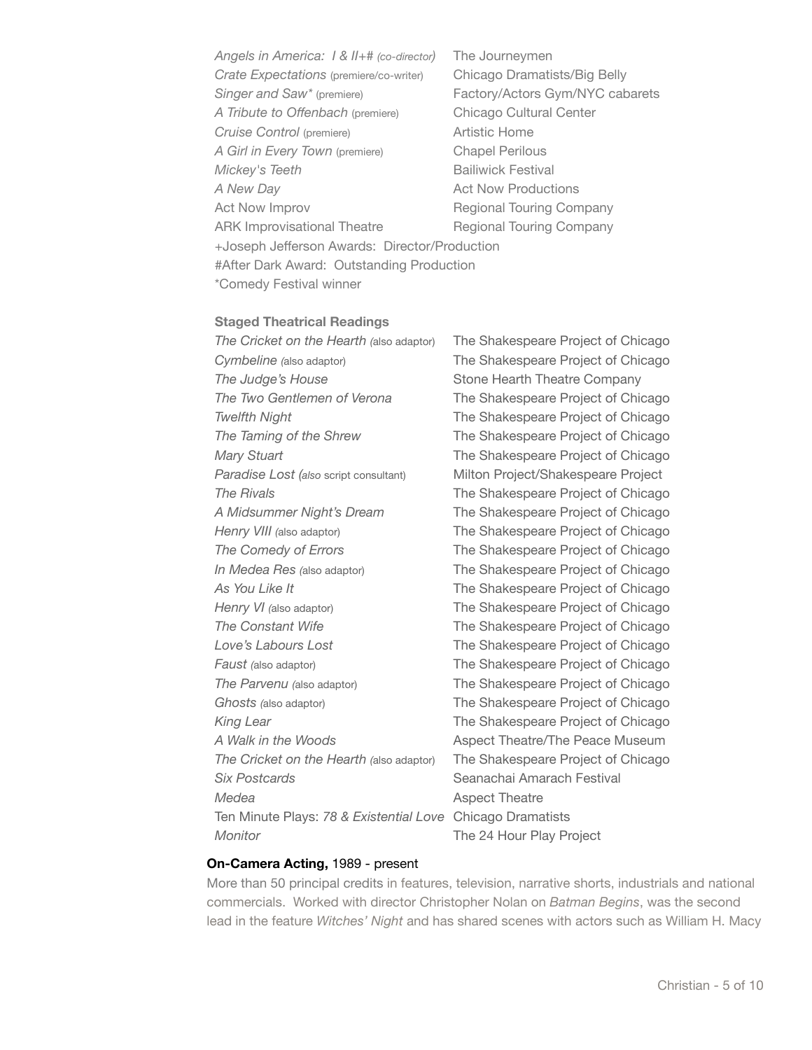| | |
|---|---|
| *Angels in America: I & II*+# *(co-director)* | The Journeymen |
| *Crate Expectations* (premiere/co-writer) | Chicago Dramatists/Big Belly |
| *Singer and Saw** (premiere) | Factory/Actors Gym/NYC cabarets |
| *A Tribute to Offenbach* (premiere) | Chicago Cultural Center |
| *Cruise Control* (premiere) | Artistic Home |
| *A Girl in Every Town* (premiere) | Chapel Perilous |
| *Mickey's Teeth* | Bailiwick Festival |
| *A New Day* | Act Now Productions |
| Act Now Improv | Regional Touring Company |
| ARK Improvisational Theatre | Regional Touring Company |

+Joseph Jefferson Awards: Director/Production
#After Dark Award: Outstanding Production
*Comedy Festival winner

**Staged Theatrical Readings**

| | |
|---|---|
| *The Cricket on the Hearth* (also adaptor) | The Shakespeare Project of Chicago |
| *Cymbeline* (also adaptor) | The Shakespeare Project of Chicago |
| *The Judge's House* | Stone Hearth Theatre Company |
| *The Two Gentlemen of Verona* | The Shakespeare Project of Chicago |
| *Twelfth Night* | The Shakespeare Project of Chicago |
| *The Taming of the Shrew* | The Shakespeare Project of Chicago |
| *Mary Stuart* | The Shakespeare Project of Chicago |
| *Paradise Lost* (*also* script consultant) | Milton Project/Shakespeare Project |
| *The Rivals* | The Shakespeare Project of Chicago |
| *A Midsummer Night's Dream* | The Shakespeare Project of Chicago |
| *Henry VIII* (also adaptor) | The Shakespeare Project of Chicago |
| *The Comedy of Errors* | The Shakespeare Project of Chicago |
| *In Medea Res* (also adaptor) | The Shakespeare Project of Chicago |
| *As You Like It* | The Shakespeare Project of Chicago |
| *Henry VI* (also adaptor) | The Shakespeare Project of Chicago |
| *The Constant Wife* | The Shakespeare Project of Chicago |
| *Love's Labours Lost* | The Shakespeare Project of Chicago |
| *Faust* (also adaptor) | The Shakespeare Project of Chicago |
| *The Parvenu* (also adaptor) | The Shakespeare Project of Chicago |
| *Ghosts* (also adaptor) | The Shakespeare Project of Chicago |
| *King Lear* | The Shakespeare Project of Chicago |
| *A Walk in the Woods* | Aspect Theatre/The Peace Museum |
| *The Cricket on the Hearth* (also adaptor) | The Shakespeare Project of Chicago |
| *Six Postcards* | Seanachai Amarach Festival |
| *Medea* | Aspect Theatre |
| Ten Minute Plays: *78* & *Existential Love* | Chicago Dramatists |
| *Monitor* | The 24 Hour Play Project |

**On-Camera Acting,** 1989 - present

More than 50 principal credits in features, television, narrative shorts, industrials and national commercials. Worked with director Christopher Nolan on *Batman Begins*, was the second lead in the feature *Witches' Night* and has shared scenes with actors such as William H. Macy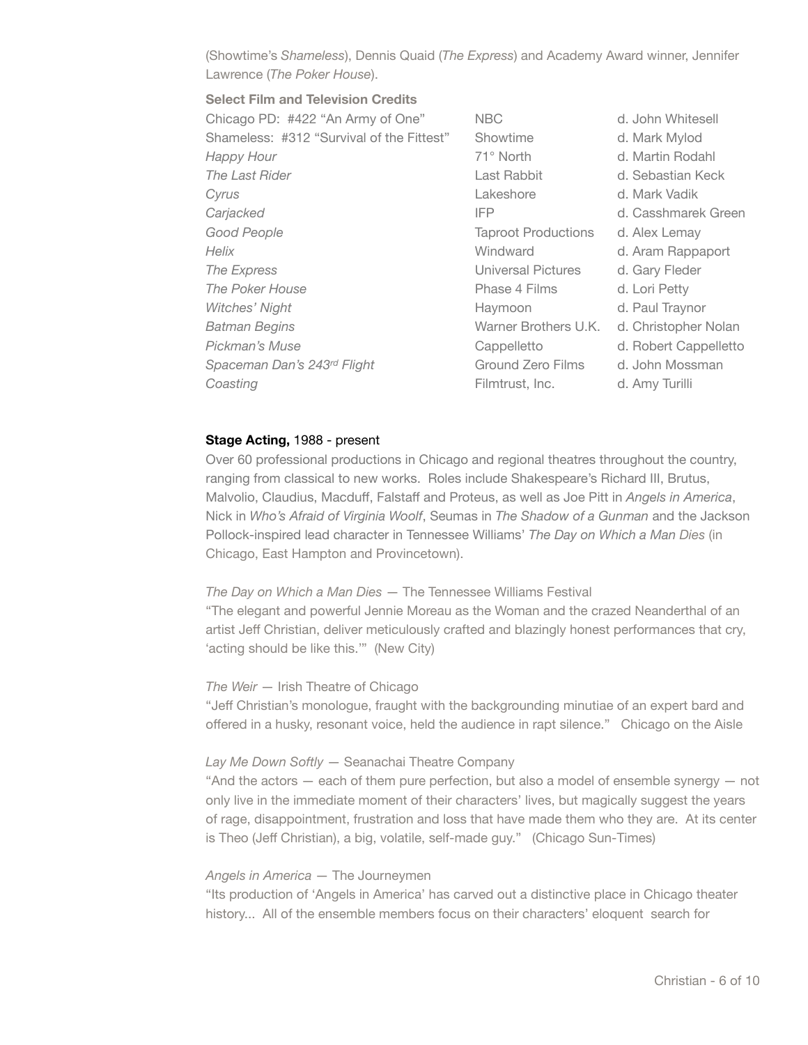(Showtime's *Shameless*), Dennis Quaid (*The Express*) and Academy Award winner, Jennifer Lawrence (*The Poker House*).

**Select Film and Television Credits**

| | | |
|---|---|---|
| Chicago PD: #422 "An Army of One" | NBC | d. John Whitesell |
| Shameless: #312 "Survival of the Fittest" | Showtime | d. Mark Mylod |
| *Happy Hour* | 71° North | d. Martin Rodahl |
| *The Last Rider* | Last Rabbit | d. Sebastian Keck |
| *Cyrus* | Lakeshore | d. Mark Vadik |
| *Carjacked* | IFP | d. Casshmarek Green |
| *Good People* | Taproot Productions | d. Alex Lemay |
| *Helix* | Windward | d. Aram Rappaport |
| *The Express* | Universal Pictures | d. Gary Fleder |
| *The Poker House* | Phase 4 Films | d. Lori Petty |
| *Witches' Night* | Haymoon | d. Paul Traynor |
| *Batman Begins* | Warner Brothers U.K. | d. Christopher Nolan |
| *Pickman's Muse* | Cappelletto | d. Robert Cappelletto |
| *Spaceman Dan's 243rd Flight* | Ground Zero Films | d. John Mossman |
| *Coasting* | Filmtrust, Inc. | d. Amy Turilli |

**Stage Acting,** 1988 - present

Over 60 professional productions in Chicago and regional theatres throughout the country, ranging from classical to new works. Roles include Shakespeare's Richard III, Brutus, Malvolio, Claudius, Macduff, Falstaff and Proteus, as well as Joe Pitt in *Angels in America*, Nick in *Who's Afraid of Virginia Woolf*, Seumas in *The Shadow of a Gunman* and the Jackson Pollock-inspired lead character in Tennessee Williams' *The Day on Which a Man Dies* (in Chicago, East Hampton and Provincetown).

*The Day on Which a Man Dies* — The Tennessee Williams Festival
"The elegant and powerful Jennie Moreau as the Woman and the crazed Neanderthal of an artist Jeff Christian, deliver meticulously crafted and blazingly honest performances that cry, 'acting should be like this.'" (New City)

*The Weir* — Irish Theatre of Chicago
"Jeff Christian's monologue, fraught with the backgrounding minutiae of an expert bard and offered in a husky, resonant voice, held the audience in rapt silence." Chicago on the Aisle

*Lay Me Down Softly* — Seanachai Theatre Company
"And the actors — each of them pure perfection, but also a model of ensemble synergy — not only live in the immediate moment of their characters' lives, but magically suggest the years of rage, disappointment, frustration and loss that have made them who they are. At its center is Theo (Jeff Christian), a big, volatile, self-made guy." (Chicago Sun-Times)

*Angels in America* — The Journeymen
"Its production of 'Angels in America' has carved out a distinctive place in Chicago theater history... All of the ensemble members focus on their characters' eloquent search for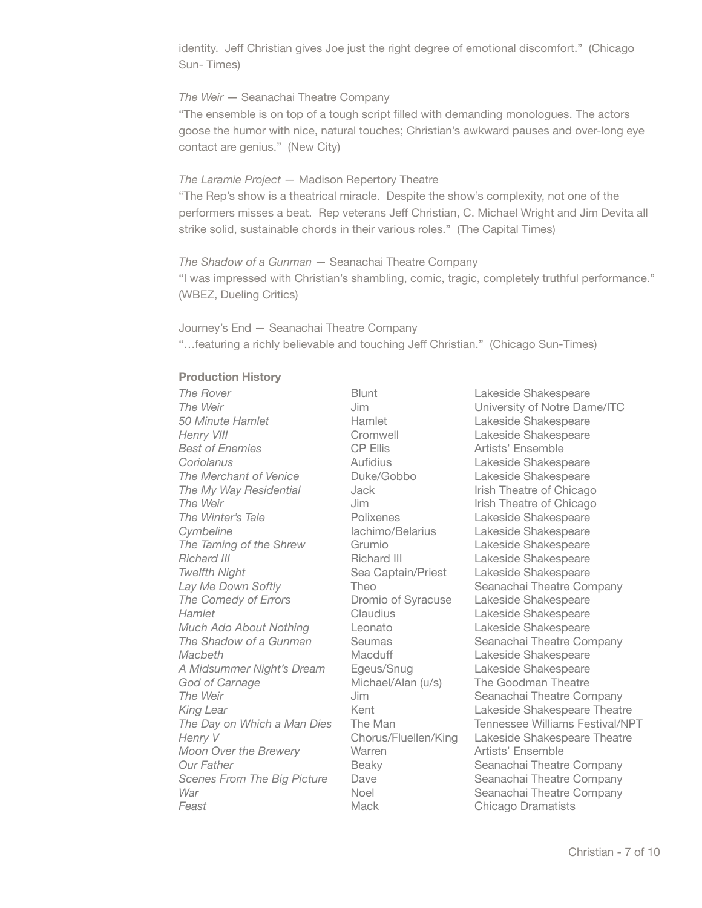identity. Jeff Christian gives Joe just the right degree of emotional discomfort." (Chicago Sun- Times)

*The Weir* — Seanachai Theatre Company
"The ensemble is on top of a tough script filled with demanding monologues. The actors goose the humor with nice, natural touches; Christian's awkward pauses and over-long eye contact are genius." (New City)

*The Laramie Project* — Madison Repertory Theatre
"The Rep's show is a theatrical miracle. Despite the show's complexity, not one of the performers misses a beat. Rep veterans Jeff Christian, C. Michael Wright and Jim Devita all strike solid, sustainable chords in their various roles." (The Capital Times)

*The Shadow of a Gunman* — Seanachai Theatre Company
"I was impressed with Christian's shambling, comic, tragic, completely truthful performance." (WBEZ, Dueling Critics)

Journey's End — Seanachai Theatre Company
"…featuring a richly believable and touching Jeff Christian." (Chicago Sun-Times)

**Production History**

| | | |
|---|---|---|
| *The Rover* | Blunt | Lakeside Shakespeare |
| *The Weir* | Jim | University of Notre Dame/ITC |
| *50 Minute Hamlet* | Hamlet | Lakeside Shakespeare |
| *Henry VIII* | Cromwell | Lakeside Shakespeare |
| *Best of Enemies* | CP Ellis | Artists' Ensemble |
| *Coriolanus* | Aufidius | Lakeside Shakespeare |
| *The Merchant of Venice* | Duke/Gobbo | Lakeside Shakespeare |
| *The My Way Residential* | Jack | Irish Theatre of Chicago |
| *The Weir* | Jim | Irish Theatre of Chicago |
| *The Winter's Tale* | Polixenes | Lakeside Shakespeare |
| *Cymbeline* | Iachimo/Belarius | Lakeside Shakespeare |
| *The Taming of the Shrew* | Grumio | Lakeside Shakespeare |
| *Richard III* | Richard III | Lakeside Shakespeare |
| *Twelfth Night* | Sea Captain/Priest | Lakeside Shakespeare |
| *Lay Me Down Softly* | Theo | Seanachai Theatre Company |
| *The Comedy of Errors* | Dromio of Syracuse | Lakeside Shakespeare |
| *Hamlet* | Claudius | Lakeside Shakespeare |
| *Much Ado About Nothing* | Leonato | Lakeside Shakespeare |
| *The Shadow of a Gunman* | Seumas | Seanachai Theatre Company |
| *Macbeth* | Macduff | Lakeside Shakespeare |
| *A Midsummer Night's Dream* | Egeus/Snug | Lakeside Shakespeare |
| *God of Carnage* | Michael/Alan (u/s) | The Goodman Theatre |
| *The Weir* | Jim | Seanachai Theatre Company |
| *King Lear* | Kent | Lakeside Shakespeare Theatre |
| *The Day on Which a Man Dies* | The Man | Tennessee Williams Festival/NPT |
| *Henry V* | Chorus/Fluellen/King | Lakeside Shakespeare Theatre |
| *Moon Over the Brewery* | Warren | Artists' Ensemble |
| *Our Father* | Beaky | Seanachai Theatre Company |
| *Scenes From The Big Picture* | Dave | Seanachai Theatre Company |
| *War* | Noel | Seanachai Theatre Company |
| *Feast* | Mack | Chicago Dramatists |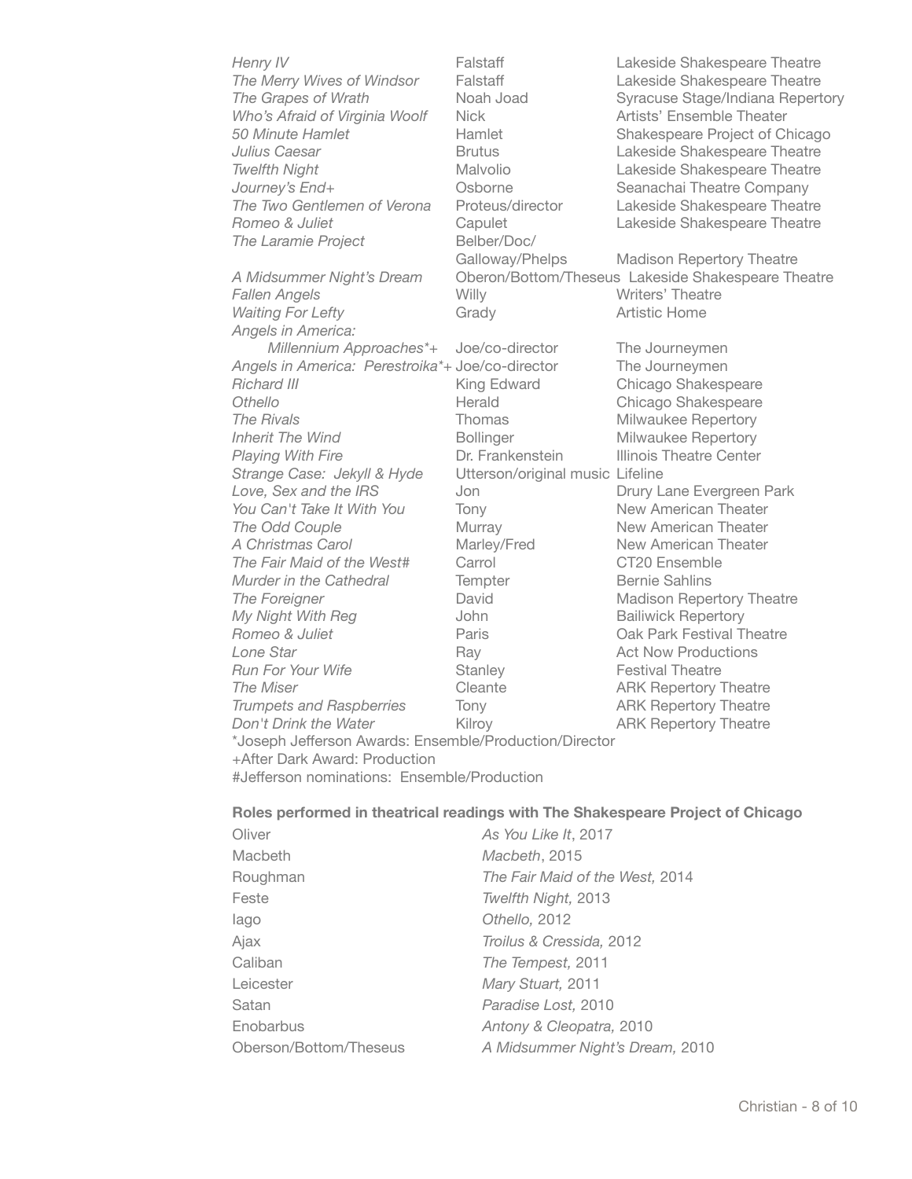| | | |
|---|---|---|
| *Henry IV* | Falstaff | Lakeside Shakespeare Theatre |
| *The Merry Wives of Windsor* | Falstaff | Lakeside Shakespeare Theatre |
| *The Grapes of Wrath* | Noah Joad | Syracuse Stage/Indiana Repertory |
| *Who's Afraid of Virginia Woolf* | Nick | Artists' Ensemble Theater |
| *50 Minute Hamlet* | Hamlet | Shakespeare Project of Chicago |
| *Julius Caesar* | Brutus | Lakeside Shakespeare Theatre |
| *Twelfth Night* | Malvolio | Lakeside Shakespeare Theatre |
| *Journey's End+* | Osborne | Seanachai Theatre Company |
| *The Two Gentlemen of Verona* | Proteus/director | Lakeside Shakespeare Theatre |
| *Romeo & Juliet* | Capulet | Lakeside Shakespeare Theatre |
| *The Laramie Project* | Belber/Doc/ Galloway/Phelps | Madison Repertory Theatre |
| *A Midsummer Night's Dream* | Oberon/Bottom/Theseus | Lakeside Shakespeare Theatre |
| *Fallen Angels* | Willy | Writers' Theatre |
| *Waiting For Lefty* | Grady | Artistic Home |
| *Angels in America: Millennium Approaches*+* | Joe/co-director | The Journeymen |
| *Angels in America: Perestroika*+* | Joe/co-director | The Journeymen |
| *Richard III* | King Edward | Chicago Shakespeare |
| *Othello* | Herald | Chicago Shakespeare |
| *The Rivals* | Thomas | Milwaukee Repertory |
| *Inherit The Wind* | Bollinger | Milwaukee Repertory |
| *Playing With Fire* | Dr. Frankenstein | Illinois Theatre Center |
| *Strange Case: Jekyll & Hyde* | Utterson/original music | Lifeline |
| *Love, Sex and the IRS* | Jon | Drury Lane Evergreen Park |
| *You Can't Take It With You* | Tony | New American Theater |
| *The Odd Couple* | Murray | New American Theater |
| *A Christmas Carol* | Marley/Fred | New American Theater |
| *The Fair Maid of the West#* | Carrol | CT20 Ensemble |
| *Murder in the Cathedral* | Tempter | Bernie Sahlins |
| *The Foreigner* | David | Madison Repertory Theatre |
| *My Night With Reg* | John | Bailiwick Repertory |
| *Romeo & Juliet* | Paris | Oak Park Festival Theatre |
| *Lone Star* | Ray | Act Now Productions |
| *Run For Your Wife* | Stanley | Festival Theatre |
| *The Miser* | Cleante | ARK Repertory Theatre |
| *Trumpets and Raspberries* | Tony | ARK Repertory Theatre |
| *Don't Drink the Water* | Kilroy | ARK Repertory Theatre |

*Joseph Jefferson Awards: Ensemble/Production/Director
+After Dark Award: Production
#Jefferson nominations: Ensemble/Production

**Roles performed in theatrical readings with The Shakespeare Project of Chicago**

| | |
|---|---|
| Oliver | *As You Like It*, 2017 |
| Macbeth | *Macbeth*, 2015 |
| Roughman | *The Fair Maid of the West,* 2014 |
| Feste | *Twelfth Night,* 2013 |
| Iago | *Othello,* 2012 |
| Ajax | *Troilus & Cressida,* 2012 |
| Caliban | *The Tempest,* 2011 |
| Leicester | *Mary Stuart,* 2011 |
| Satan | *Paradise Lost,* 2010 |
| Enobarbus | *Antony & Cleopatra,* 2010 |
| Oberson/Bottom/Theseus | *A Midsummer Night's Dream,* 2010 |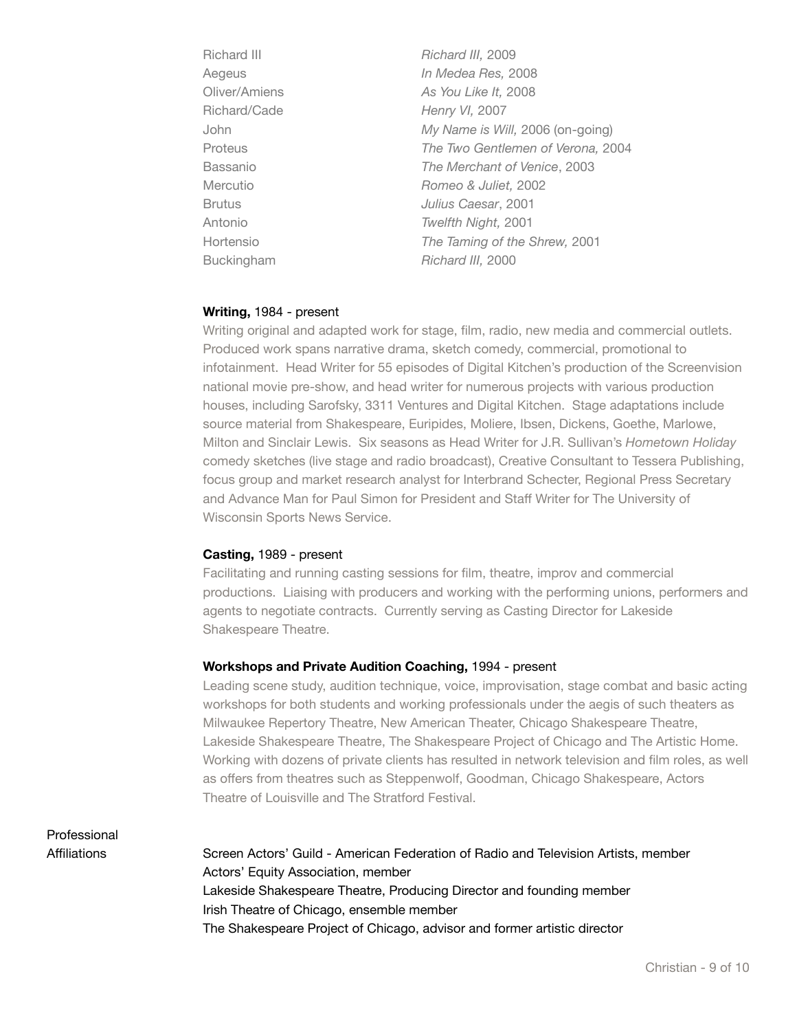| | |
|---|---|
| Richard III | *Richard III,* 2009 |
| Aegeus | *In Medea Res,* 2008 |
| Oliver/Amiens | *As You Like It,* 2008 |
| Richard/Cade | *Henry VI,* 2007 |
| John | *My Name is Will,* 2006 (on-going) |
| Proteus | *The Two Gentlemen of Verona,* 2004 |
| Bassanio | *The Merchant of Venice*, 2003 |
| Mercutio | *Romeo & Juliet,* 2002 |
| Brutus | *Julius Caesar*, 2001 |
| Antonio | *Twelfth Night,* 2001 |
| Hortensio | *The Taming of the Shrew,* 2001 |
| Buckingham | *Richard III,* 2000 |

**Writing,** 1984 - present

Writing original and adapted work for stage, film, radio, new media and commercial outlets. Produced work spans narrative drama, sketch comedy, commercial, promotional to infotainment. Head Writer for 55 episodes of Digital Kitchen's production of the Screenvision national movie pre-show, and head writer for numerous projects with various production houses, including Sarofsky, 3311 Ventures and Digital Kitchen. Stage adaptations include source material from Shakespeare, Euripides, Moliere, Ibsen, Dickens, Goethe, Marlowe, Milton and Sinclair Lewis. Six seasons as Head Writer for J.R. Sullivan's *Hometown Holiday* comedy sketches (live stage and radio broadcast), Creative Consultant to Tessera Publishing, focus group and market research analyst for Interbrand Schecter, Regional Press Secretary and Advance Man for Paul Simon for President and Staff Writer for The University of Wisconsin Sports News Service.

**Casting,** 1989 - present

Facilitating and running casting sessions for film, theatre, improv and commercial productions. Liaising with producers and working with the performing unions, performers and agents to negotiate contracts. Currently serving as Casting Director for Lakeside Shakespeare Theatre.

**Workshops and Private Audition Coaching,** 1994 - present

Leading scene study, audition technique, voice, improvisation, stage combat and basic acting workshops for both students and working professionals under the aegis of such theaters as Milwaukee Repertory Theatre, New American Theater, Chicago Shakespeare Theatre, Lakeside Shakespeare Theatre, The Shakespeare Project of Chicago and The Artistic Home. Working with dozens of private clients has resulted in network television and film roles, as well as offers from theatres such as Steppenwolf, Goodman, Chicago Shakespeare, Actors Theatre of Louisville and The Stratford Festival.

## Professional Affiliations

Screen Actors' Guild - American Federation of Radio and Television Artists, member
Actors' Equity Association, member
Lakeside Shakespeare Theatre, Producing Director and founding member
Irish Theatre of Chicago, ensemble member
The Shakespeare Project of Chicago, advisor and former artistic director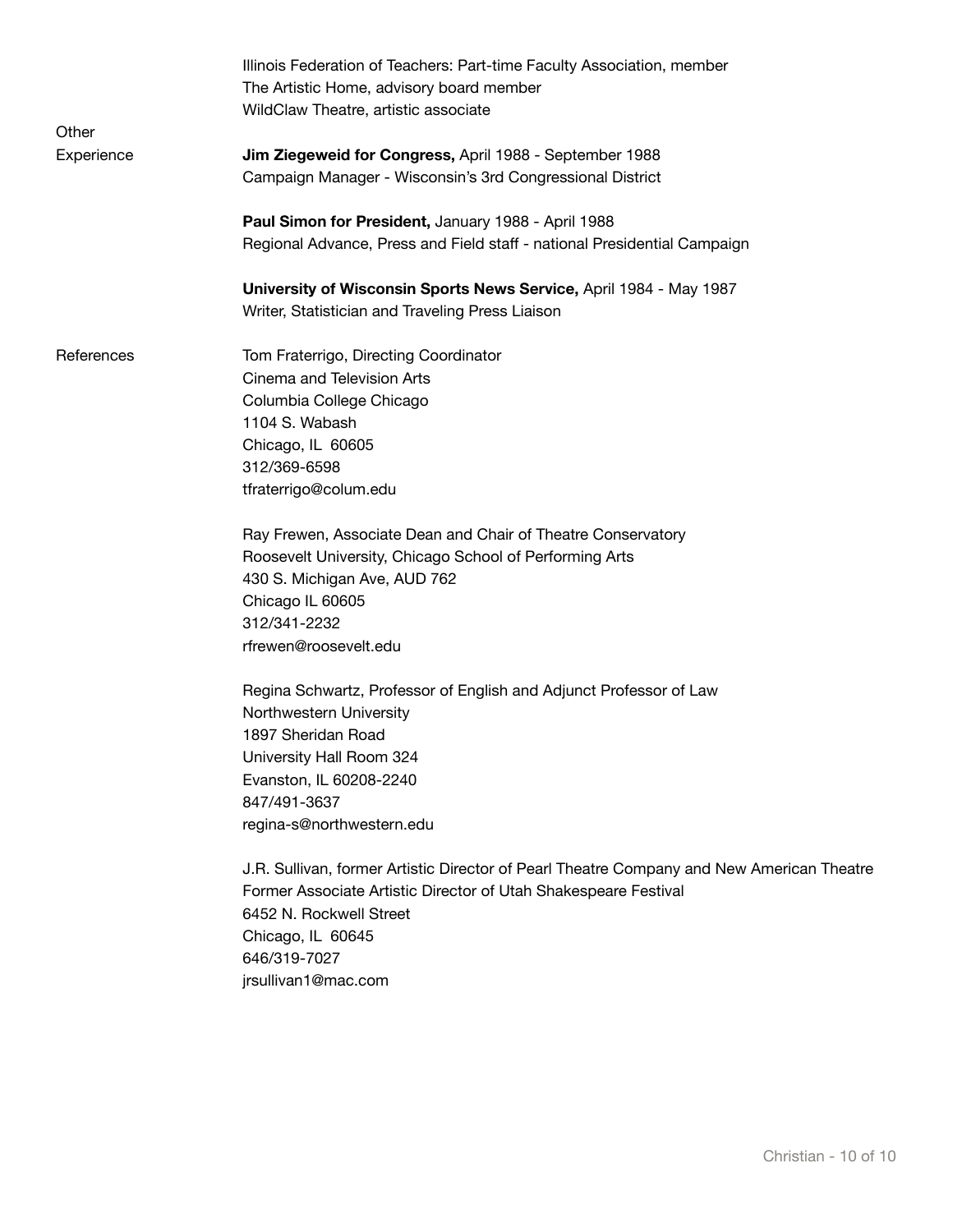Illinois Federation of Teachers: Part-time Faculty Association, member
The Artistic Home, advisory board member
WildClaw Theatre, artistic associate

## Other Experience

**Jim Ziegeweid for Congress,** April 1988 - September 1988
Campaign Manager - Wisconsin's 3rd Congressional District

**Paul Simon for President,** January 1988 - April 1988
Regional Advance, Press and Field staff - national Presidential Campaign

**University of Wisconsin Sports News Service,** April 1984 - May 1987
Writer, Statistician and Traveling Press Liaison

## References

Tom Fraterrigo, Directing Coordinator
Cinema and Television Arts
Columbia College Chicago
1104 S. Wabash
Chicago, IL 60605
312/369-6598
tfraterrigo@colum.edu

Ray Frewen, Associate Dean and Chair of Theatre Conservatory
Roosevelt University, Chicago School of Performing Arts
430 S. Michigan Ave, AUD 762
Chicago IL 60605
312/341-2232
rfrewen@roosevelt.edu

Regina Schwartz, Professor of English and Adjunct Professor of Law
Northwestern University
1897 Sheridan Road
University Hall Room 324
Evanston, IL 60208-2240
847/491-3637
regina-s@northwestern.edu

J.R. Sullivan, former Artistic Director of Pearl Theatre Company and New American Theatre
Former Associate Artistic Director of Utah Shakespeare Festival
6452 N. Rockwell Street
Chicago, IL 60645
646/319-7027
jrsullivan1@mac.com